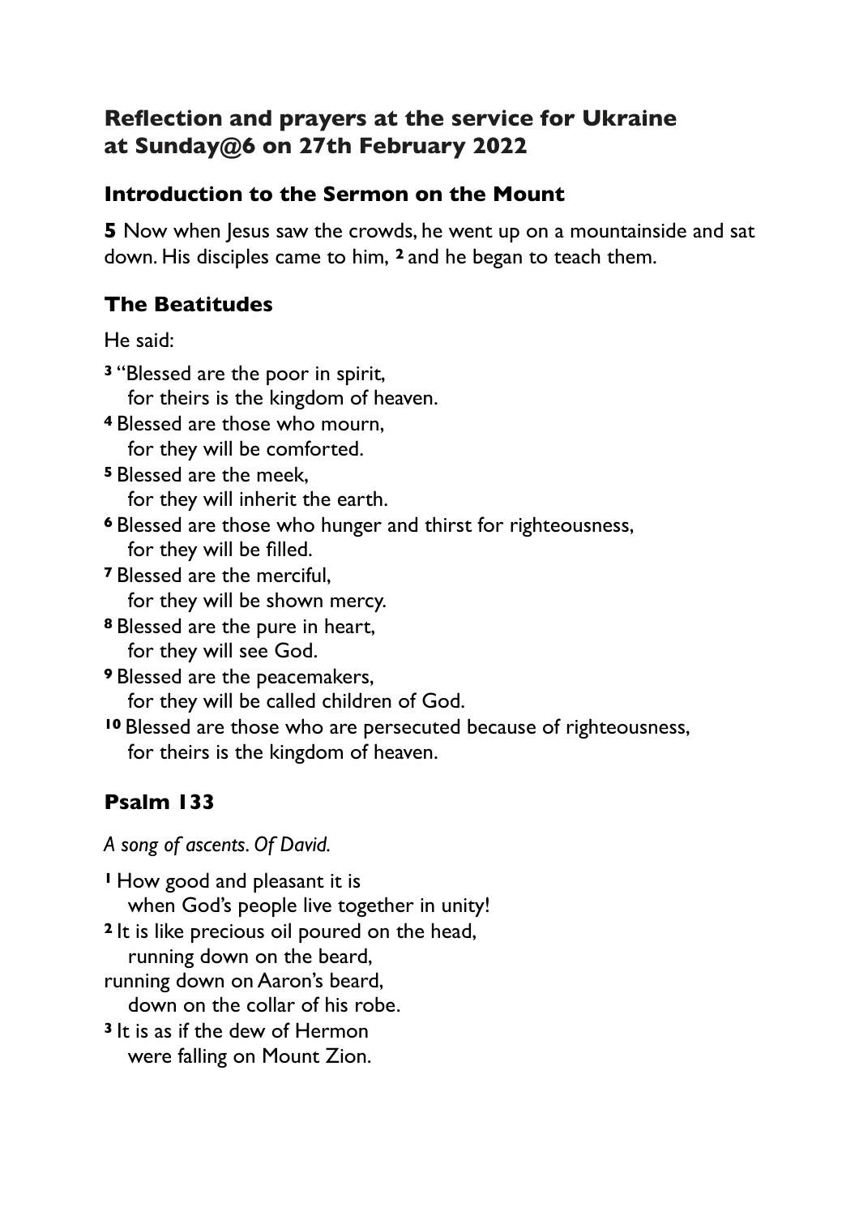## Reflection and prayers at the service for Ukraine at Sunday@6 on 27th February 2022

### Introduction to the Sermon on the Mount

**5** Now when Jesus saw the crowds, he went up on a mountainside and sat down. His disciples came to him, **2** and he began to teach them.

### The Beatitudes

He said:

**3** "Blessed are the poor in spirit,
  for theirs is the kingdom of heaven.
**4** Blessed are those who mourn,
  for they will be comforted.
**5** Blessed are the meek,
  for they will inherit the earth.
**6** Blessed are those who hunger and thirst for righteousness,
  for they will be filled.
**7** Blessed are the merciful,
  for they will be shown mercy.
**8** Blessed are the pure in heart,
  for they will see God.
**9** Blessed are the peacemakers,
  for they will be called children of God.
**10** Blessed are those who are persecuted because of righteousness,
  for theirs is the kingdom of heaven.

### Psalm 133

*A song of ascents. Of David.*

**1** How good and pleasant it is
  when God's people live together in unity!
**2** It is like precious oil poured on the head,
  running down on the beard,
running down on Aaron's beard,
  down on the collar of his robe.
**3** It is as if the dew of Hermon
  were falling on Mount Zion.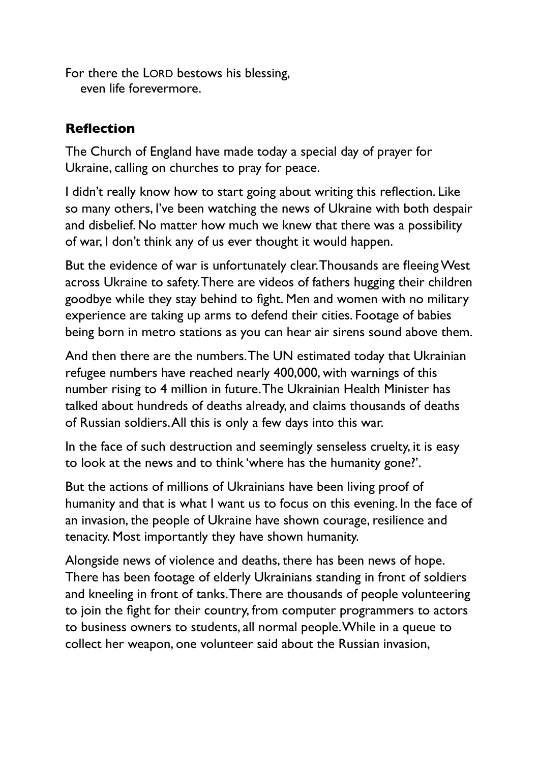For there the LORD bestows his blessing,
  even life forevermore.

### Reflection

The Church of England have made today a special day of prayer for Ukraine, calling on churches to pray for peace.

I didn't really know how to start going about writing this reflection. Like so many others, I've been watching the news of Ukraine with both despair and disbelief. No matter how much we knew that there was a possibility of war, I don't think any of us ever thought it would happen.

But the evidence of war is unfortunately clear. Thousands are fleeing West across Ukraine to safety. There are videos of fathers hugging their children goodbye while they stay behind to fight. Men and women with no military experience are taking up arms to defend their cities. Footage of babies being born in metro stations as you can hear air sirens sound above them.

And then there are the numbers. The UN estimated today that Ukrainian refugee numbers have reached nearly 400,000, with warnings of this number rising to 4 million in future. The Ukrainian Health Minister has talked about hundreds of deaths already, and claims thousands of deaths of Russian soldiers. All this is only a few days into this war.

In the face of such destruction and seemingly senseless cruelty, it is easy to look at the news and to think 'where has the humanity gone?'.

But the actions of millions of Ukrainians have been living proof of humanity and that is what I want us to focus on this evening. In the face of an invasion, the people of Ukraine have shown courage, resilience and tenacity. Most importantly they have shown humanity.

Alongside news of violence and deaths, there has been news of hope. There has been footage of elderly Ukrainians standing in front of soldiers and kneeling in front of tanks. There are thousands of people volunteering to join the fight for their country, from computer programmers to actors to business owners to students, all normal people. While in a queue to collect her weapon, one volunteer said about the Russian invasion,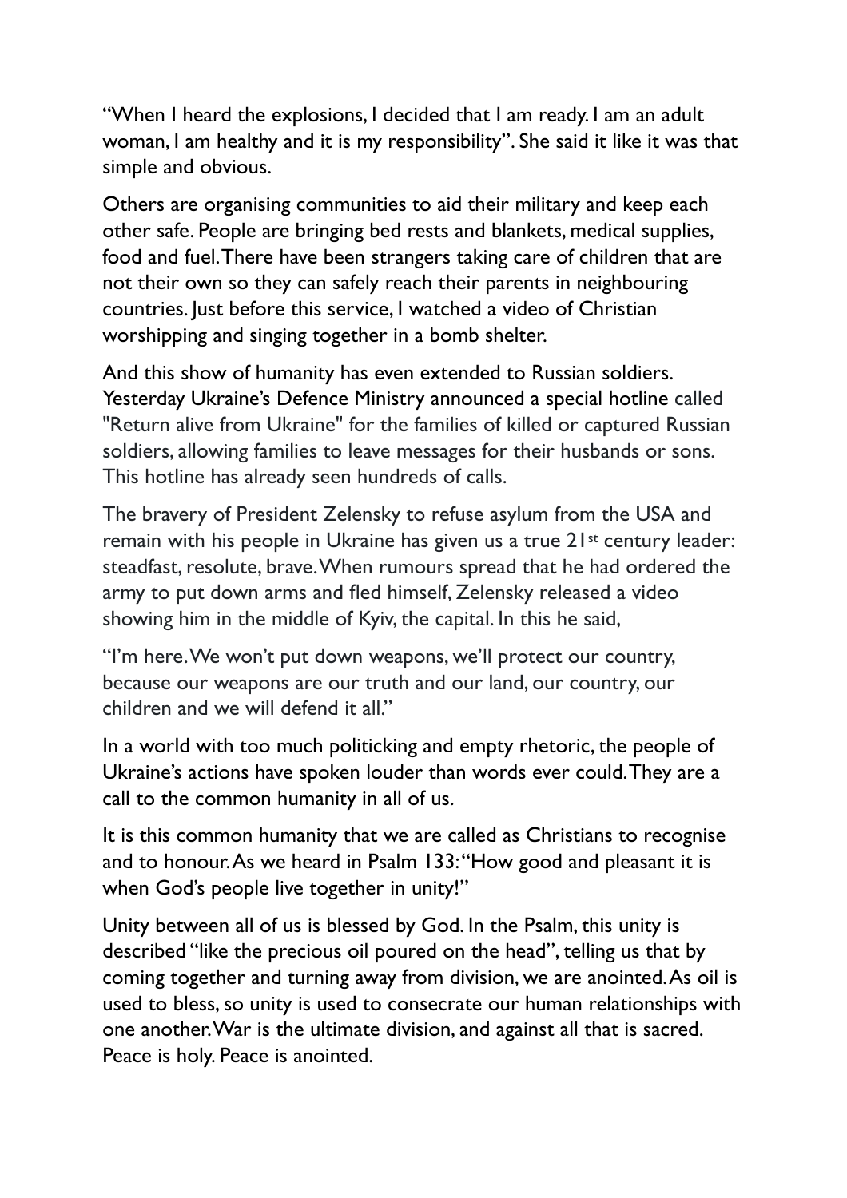"When I heard the explosions, I decided that I am ready. I am an adult woman, I am healthy and it is my responsibility". She said it like it was that simple and obvious.

Others are organising communities to aid their military and keep each other safe. People are bringing bed rests and blankets, medical supplies, food and fuel. There have been strangers taking care of children that are not their own so they can safely reach their parents in neighbouring countries. Just before this service, I watched a video of Christian worshipping and singing together in a bomb shelter.

And this show of humanity has even extended to Russian soldiers. Yesterday Ukraine's Defence Ministry announced a special hotline called "Return alive from Ukraine" for the families of killed or captured Russian soldiers, allowing families to leave messages for their husbands or sons. This hotline has already seen hundreds of calls.

The bravery of President Zelensky to refuse asylum from the USA and remain with his people in Ukraine has given us a true 21st century leader: steadfast, resolute, brave. When rumours spread that he had ordered the army to put down arms and fled himself, Zelensky released a video showing him in the middle of Kyiv, the capital. In this he said,

"I'm here. We won't put down weapons, we'll protect our country, because our weapons are our truth and our land, our country, our children and we will defend it all."

In a world with too much politicking and empty rhetoric, the people of Ukraine's actions have spoken louder than words ever could. They are a call to the common humanity in all of us.

It is this common humanity that we are called as Christians to recognise and to honour. As we heard in Psalm 133: "How good and pleasant it is when God's people live together in unity!"

Unity between all of us is blessed by God. In the Psalm, this unity is described "like the precious oil poured on the head", telling us that by coming together and turning away from division, we are anointed. As oil is used to bless, so unity is used to consecrate our human relationships with one another. War is the ultimate division, and against all that is sacred. Peace is holy. Peace is anointed.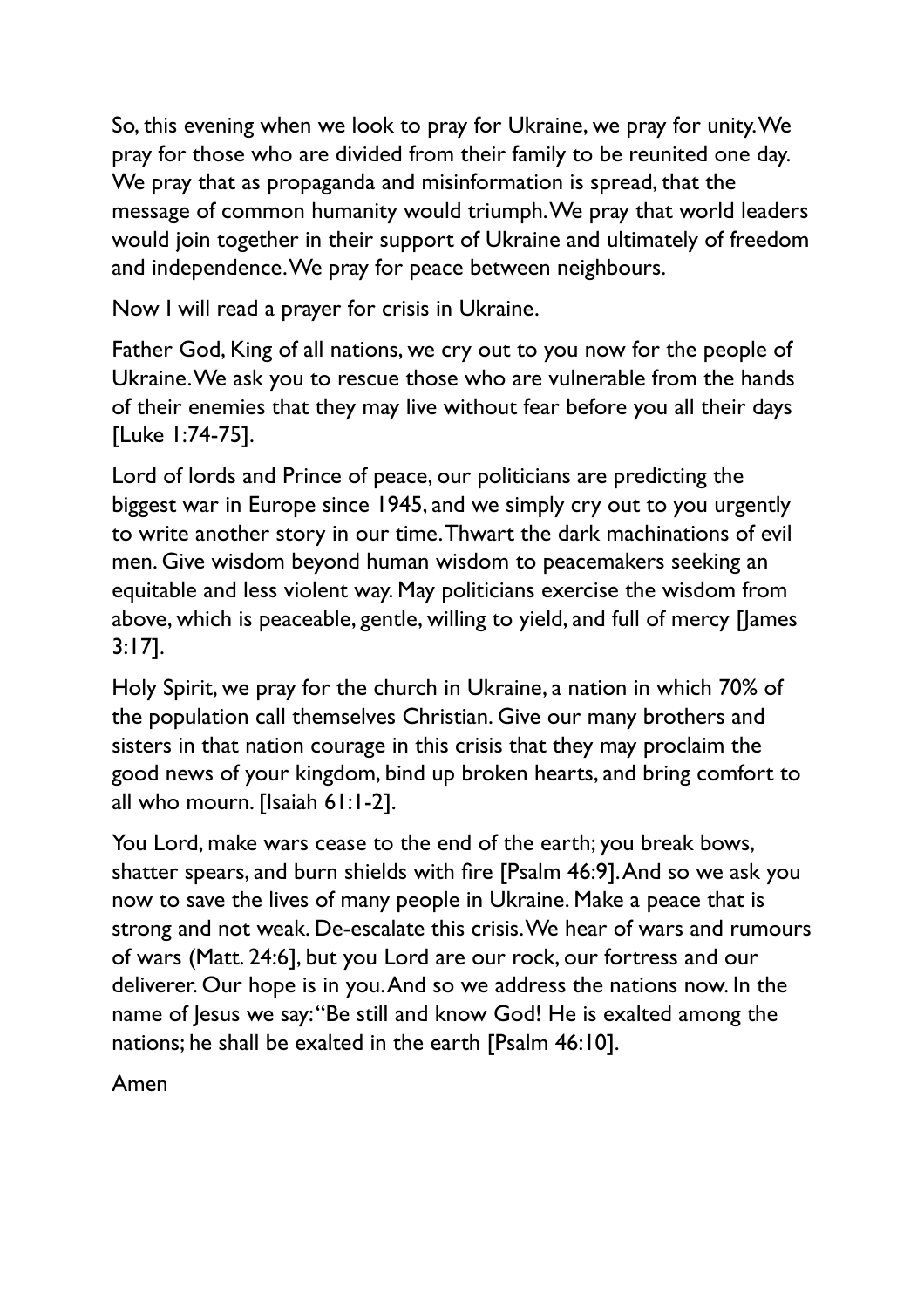So, this evening when we look to pray for Ukraine, we pray for unity. We pray for those who are divided from their family to be reunited one day. We pray that as propaganda and misinformation is spread, that the message of common humanity would triumph. We pray that world leaders would join together in their support of Ukraine and ultimately of freedom and independence. We pray for peace between neighbours.

Now I will read a prayer for crisis in Ukraine.

Father God, King of all nations, we cry out to you now for the people of Ukraine. We ask you to rescue those who are vulnerable from the hands of their enemies that they may live without fear before you all their days [Luke 1:74-75].

Lord of lords and Prince of peace, our politicians are predicting the biggest war in Europe since 1945, and we simply cry out to you urgently to write another story in our time. Thwart the dark machinations of evil men. Give wisdom beyond human wisdom to peacemakers seeking an equitable and less violent way. May politicians exercise the wisdom from above, which is peaceable, gentle, willing to yield, and full of mercy [James 3:17].

Holy Spirit, we pray for the church in Ukraine, a nation in which 70% of the population call themselves Christian. Give our many brothers and sisters in that nation courage in this crisis that they may proclaim the good news of your kingdom, bind up broken hearts, and bring comfort to all who mourn. [Isaiah 61:1-2].

You Lord, make wars cease to the end of the earth; you break bows, shatter spears, and burn shields with fire [Psalm 46:9]. And so we ask you now to save the lives of many people in Ukraine. Make a peace that is strong and not weak. De-escalate this crisis. We hear of wars and rumours of wars (Matt. 24:6], but you Lord are our rock, our fortress and our deliverer. Our hope is in you. And so we address the nations now. In the name of Jesus we say: "Be still and know God! He is exalted among the nations; he shall be exalted in the earth [Psalm 46:10].

Amen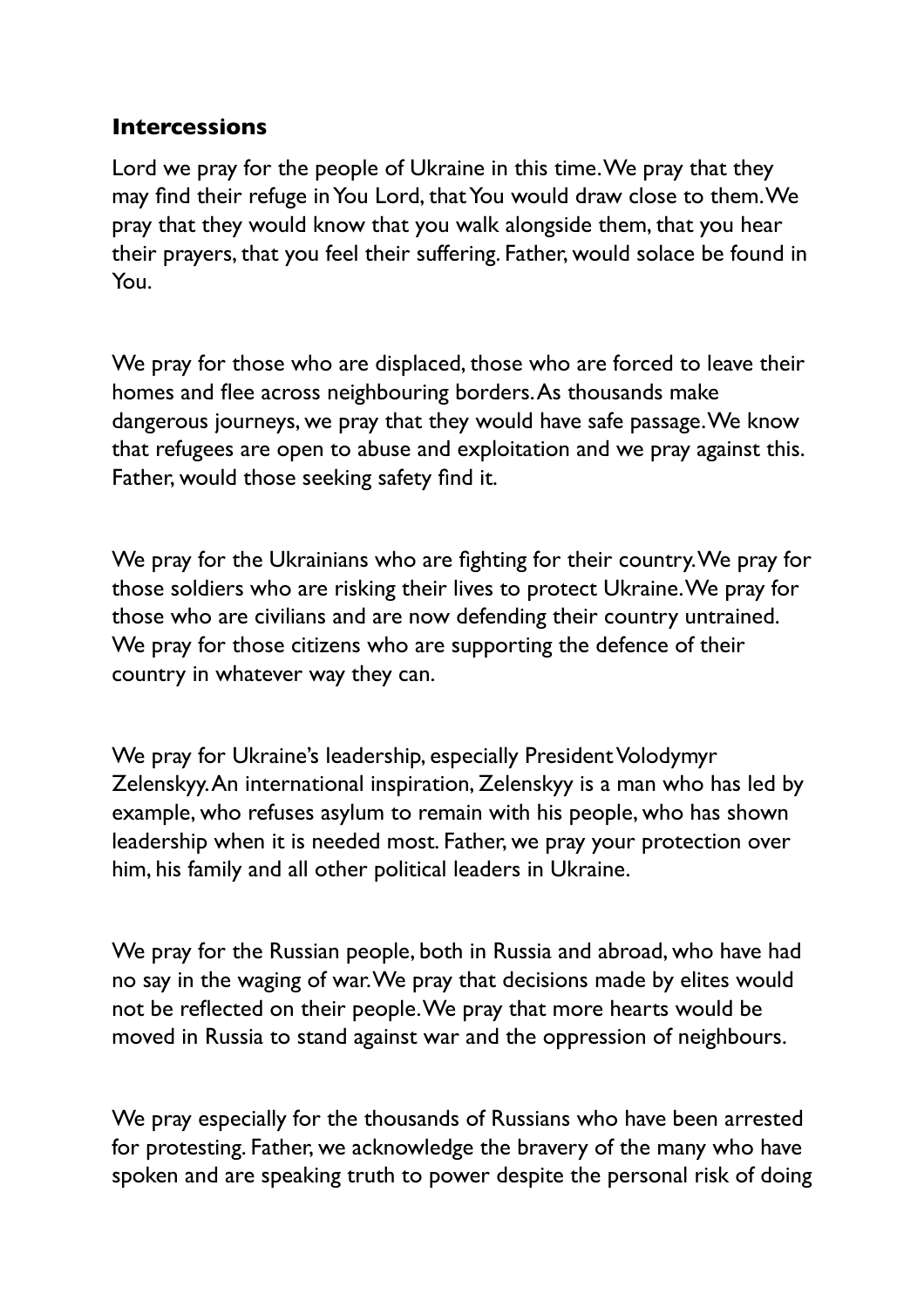**Intercessions**

Lord we pray for the people of Ukraine in this time. We pray that they may find their refuge in You Lord, that You would draw close to them. We pray that they would know that you walk alongside them, that you hear their prayers, that you feel their suffering. Father, would solace be found in You.

We pray for those who are displaced, those who are forced to leave their homes and flee across neighbouring borders. As thousands make dangerous journeys, we pray that they would have safe passage. We know that refugees are open to abuse and exploitation and we pray against this. Father, would those seeking safety find it.

We pray for the Ukrainians who are fighting for their country. We pray for those soldiers who are risking their lives to protect Ukraine. We pray for those who are civilians and are now defending their country untrained. We pray for those citizens who are supporting the defence of their country in whatever way they can.

We pray for Ukraine's leadership, especially President Volodymyr Zelenskyy. An international inspiration, Zelenskyy is a man who has led by example, who refuses asylum to remain with his people, who has shown leadership when it is needed most. Father, we pray your protection over him, his family and all other political leaders in Ukraine.

We pray for the Russian people, both in Russia and abroad, who have had no say in the waging of war. We pray that decisions made by elites would not be reflected on their people. We pray that more hearts would be moved in Russia to stand against war and the oppression of neighbours.

We pray especially for the thousands of Russians who have been arrested for protesting. Father, we acknowledge the bravery of the many who have spoken and are speaking truth to power despite the personal risk of doing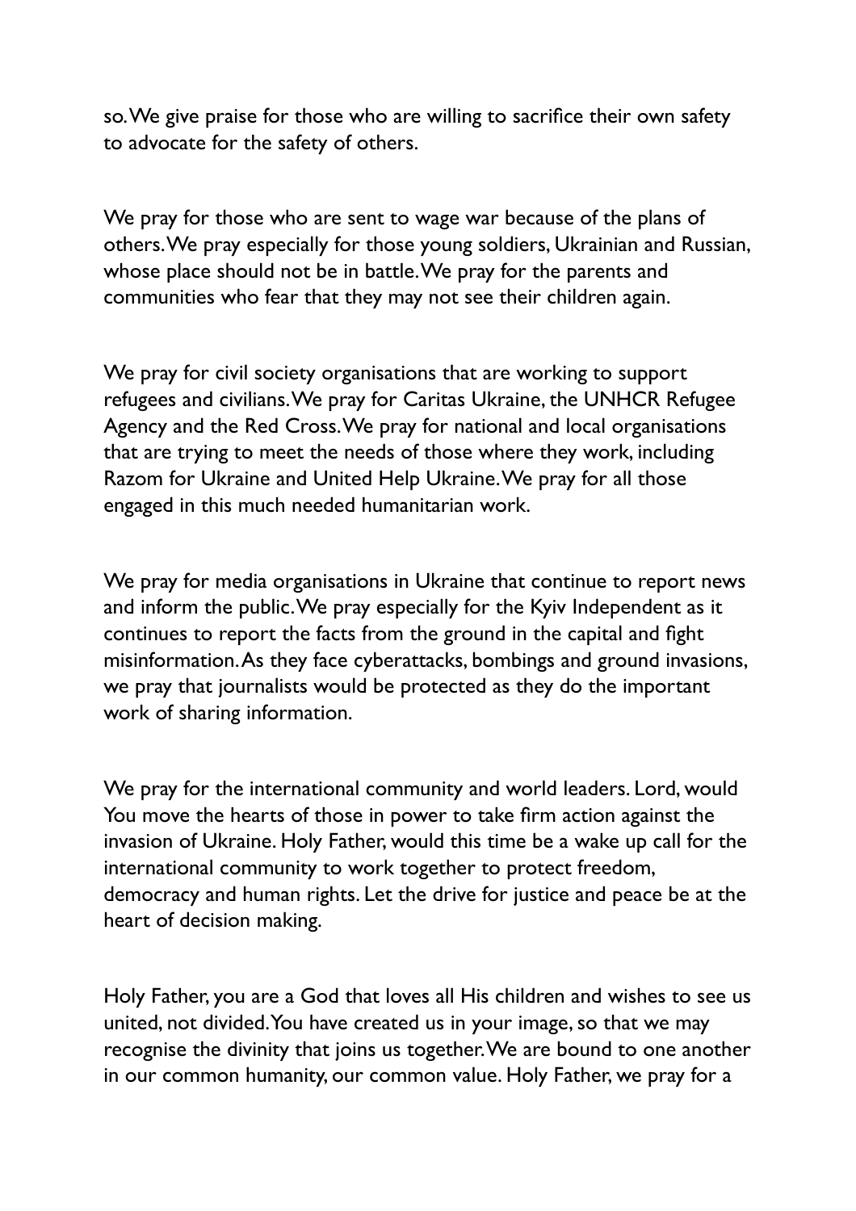so. We give praise for those who are willing to sacrifice their own safety to advocate for the safety of others.

We pray for those who are sent to wage war because of the plans of others. We pray especially for those young soldiers, Ukrainian and Russian, whose place should not be in battle. We pray for the parents and communities who fear that they may not see their children again.

We pray for civil society organisations that are working to support refugees and civilians. We pray for Caritas Ukraine, the UNHCR Refugee Agency and the Red Cross. We pray for national and local organisations that are trying to meet the needs of those where they work, including Razom for Ukraine and United Help Ukraine. We pray for all those engaged in this much needed humanitarian work.

We pray for media organisations in Ukraine that continue to report news and inform the public. We pray especially for the Kyiv Independent as it continues to report the facts from the ground in the capital and fight misinformation. As they face cyberattacks, bombings and ground invasions, we pray that journalists would be protected as they do the important work of sharing information.

We pray for the international community and world leaders. Lord, would You move the hearts of those in power to take firm action against the invasion of Ukraine. Holy Father, would this time be a wake up call for the international community to work together to protect freedom, democracy and human rights. Let the drive for justice and peace be at the heart of decision making.

Holy Father, you are a God that loves all His children and wishes to see us united, not divided. You have created us in your image, so that we may recognise the divinity that joins us together. We are bound to one another in our common humanity, our common value. Holy Father, we pray for a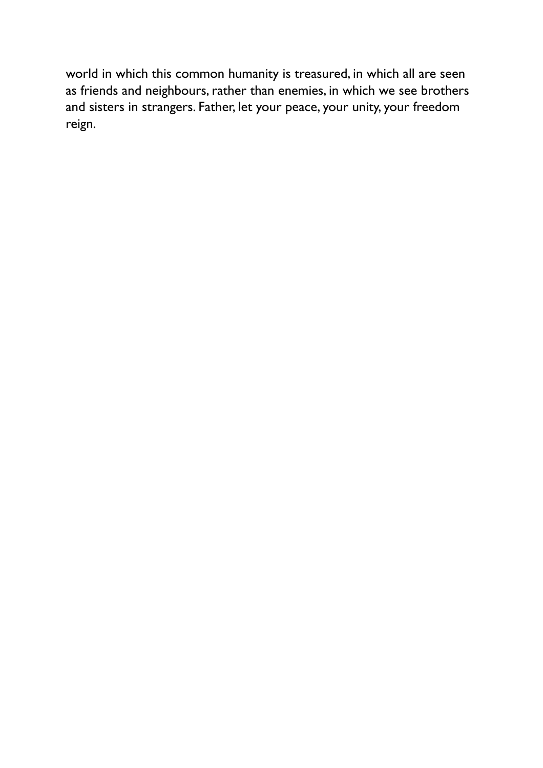world in which this common humanity is treasured, in which all are seen as friends and neighbours, rather than enemies, in which we see brothers and sisters in strangers. Father, let your peace, your unity, your freedom reign.